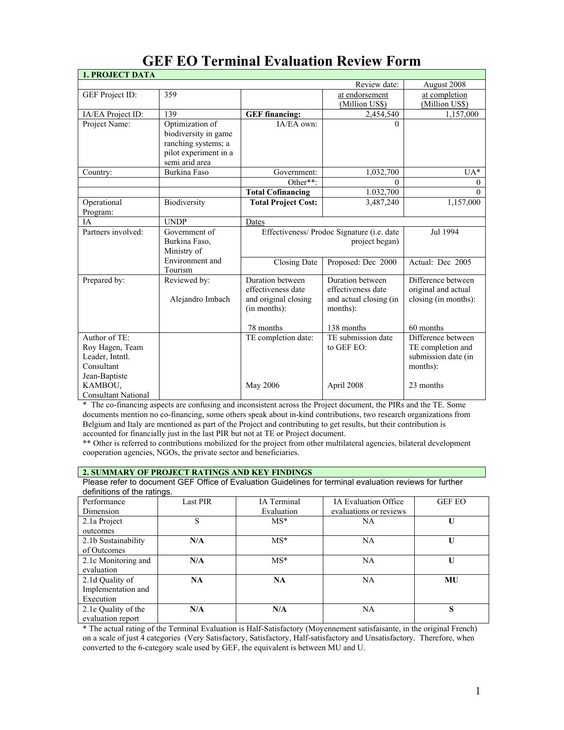# GEF EO Terminal Evaluation Review Form

| 1. PROJECT DATA | | | | |
|---|---|---|---|---|
| | | | Review date: | August 2008 |
| GEF Project ID: | 359 | | at endorsement (Million US$) | at completion (Million US$) |
| IA/EA Project ID: | 139 | **GEF financing:** | 2,454,540 | 1,157,000 |
| Project Name: | Optimization of biodiversity in game ranching systems; a pilot experiment in a semi arid area | IA/EA own: | 0 | |
| Country: | Burkina Faso | Government: | 1,032,700 | UA* |
| | | Other**: | 0 | 0 |
| | | **Total Cofinancing** | 1.032,700 | 0 |
| Operational Program: | Biodiversity | **Total Project Cost:** | 3,487,240 | 1,157,000 |
| IA | UNDP | Dates | | |
| Partners involved: | Government of Burkina Faso, Ministry of Environment and Tourism | Effectiveness/ Prodoc Signature (i.e. date project began) | | Jul 1994 |
| | | Closing Date | Proposed: Dec 2000 | Actual: Dec 2005 |
| Prepared by: | Reviewed by: Alejandro Imbach | Duration between effectiveness date and original closing (in months): 78 months | Duration between effectiveness date and actual closing (in months): 138 months | Difference between original and actual closing (in months): 60 months |
| Author of TE: Roy Hagen, Team Leader, Intntl. Consultant Jean-Baptiste KAMBOU, Consultant National | | TE completion date: May 2006 | TE submission date to GEF EO: April 2008 | Difference between TE completion and submission date (in months): 23 months |

\* The co-financing aspects are confusing and inconsistent across the Project document, the PIRs and the TE. Some documents mention no co-financing, some others speak about in-kind contributions, two research organizations from Belgium and Italy are mentioned as part of the Project and contributing to get results, but their contribution is accounted for financially just in the last PIR but not at TE or Project document.

\** Other is referred to contributions mobilized for the project from other multilateral agencies, bilateral development cooperation agencies, NGOs, the private sector and beneficiaries.

## 2. SUMMARY OF PROJECT RATINGS AND KEY FINDINGS

Please refer to document GEF Office of Evaluation Guidelines for terminal evaluation reviews for further definitions of the ratings.

| Performance Dimension | Last PIR | IA Terminal Evaluation | IA Evaluation Office evaluations or reviews | GEF EO |
|---|---|---|---|---|
| 2.1a Project outcomes | S | MS* | NA | **U** |
| 2.1b Sustainability of Outcomes | **N/A** | MS* | NA | **U** |
| 2.1c Monitoring and evaluation | **N/A** | MS* | NA | **U** |
| 2.1d Quality of Implementation and Execution | **NA** | **NA** | NA | **MU** |
| 2.1e Quality of the evaluation report | **N/A** | **N/A** | NA | **S** |

\* The actual rating of the Terminal Evaluation is Half-Satisfactory (Moyennement satisfaisante, in the original French) on a scale of just 4 categories (Very Satisfactory, Satisfactory, Half-satisfactory and Unsatisfactory. Therefore, when converted to the 6-category scale used by GEF, the equivalent is between MU and U.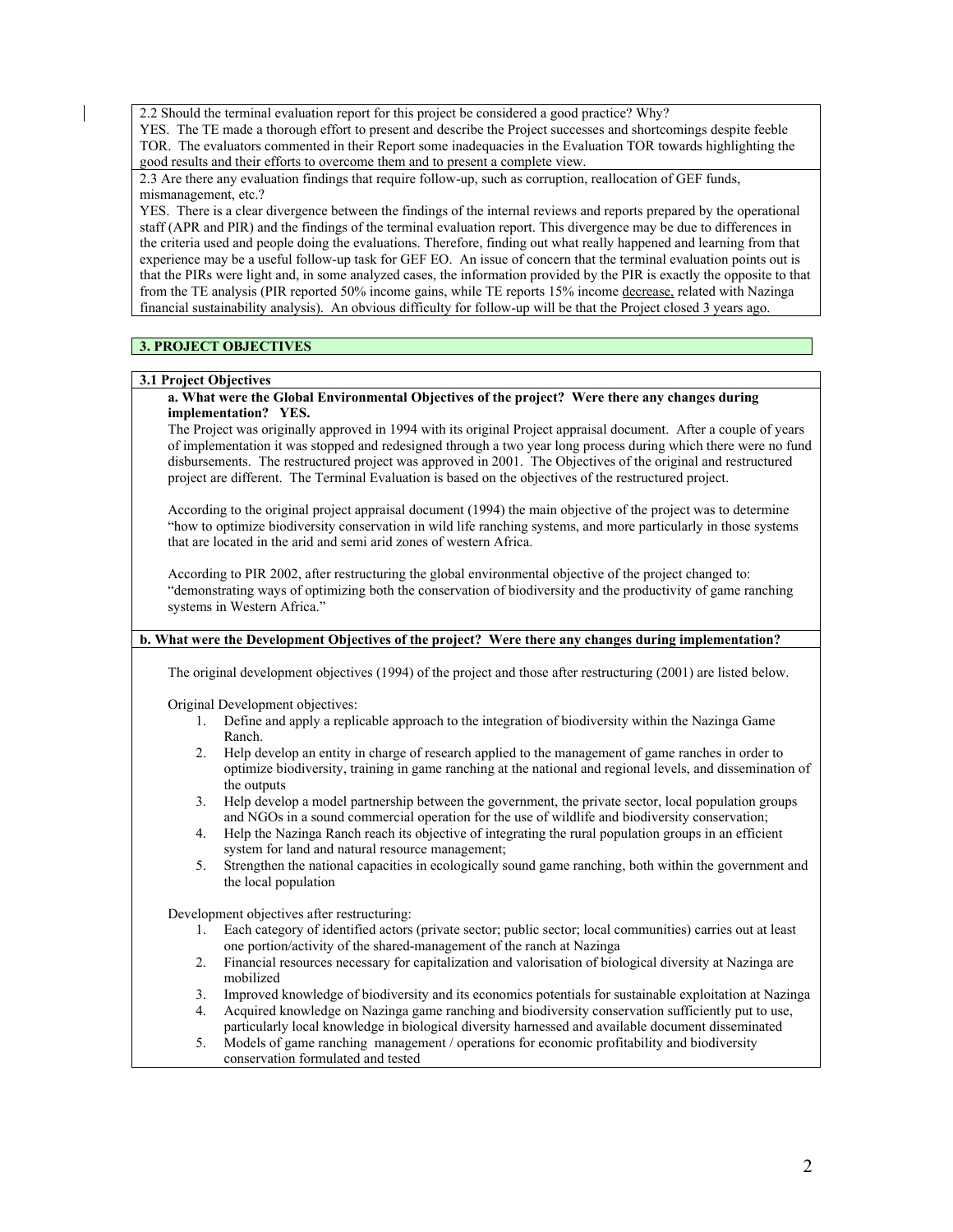2.2 Should the terminal evaluation report for this project be considered a good practice? Why?

YES. The TE made a thorough effort to present and describe the Project successes and shortcomings despite feeble TOR. The evaluators commented in their Report some inadequacies in the Evaluation TOR towards highlighting the good results and their efforts to overcome them and to present a complete view.

2.3 Are there any evaluation findings that require follow-up, such as corruption, reallocation of GEF funds, mismanagement, etc.?

YES. There is a clear divergence between the findings of the internal reviews and reports prepared by the operational staff (APR and PIR) and the findings of the terminal evaluation report. This divergence may be due to differences in the criteria used and people doing the evaluations. Therefore, finding out what really happened and learning from that experience may be a useful follow-up task for GEF EO. An issue of concern that the terminal evaluation points out is that the PIRs were light and, in some analyzed cases, the information provided by the PIR is exactly the opposite to that from the TE analysis (PIR reported 50% income gains, while TE reports 15% income decrease, related with Nazinga financial sustainability analysis). An obvious difficulty for follow-up will be that the Project closed 3 years ago.

## 3. PROJECT OBJECTIVES

### 3.1 Project Objectives

**a. What were the Global Environmental Objectives of the project? Were there any changes during implementation? YES.**

The Project was originally approved in 1994 with its original Project appraisal document. After a couple of years of implementation it was stopped and redesigned through a two year long process during which there were no fund disbursements. The restructured project was approved in 2001. The Objectives of the original and restructured project are different. The Terminal Evaluation is based on the objectives of the restructured project.

According to the original project appraisal document (1994) the main objective of the project was to determine "how to optimize biodiversity conservation in wild life ranching systems, and more particularly in those systems that are located in the arid and semi arid zones of western Africa.

According to PIR 2002, after restructuring the global environmental objective of the project changed to: "demonstrating ways of optimizing both the conservation of biodiversity and the productivity of game ranching systems in Western Africa."

**b. What were the Development Objectives of the project? Were there any changes during implementation?**

The original development objectives (1994) of the project and those after restructuring (2001) are listed below.

Original Development objectives:

1. Define and apply a replicable approach to the integration of biodiversity within the Nazinga Game Ranch.
2. Help develop an entity in charge of research applied to the management of game ranches in order to optimize biodiversity, training in game ranching at the national and regional levels, and dissemination of the outputs
3. Help develop a model partnership between the government, the private sector, local population groups and NGOs in a sound commercial operation for the use of wildlife and biodiversity conservation;
4. Help the Nazinga Ranch reach its objective of integrating the rural population groups in an efficient system for land and natural resource management;
5. Strengthen the national capacities in ecologically sound game ranching, both within the government and the local population

Development objectives after restructuring:

1. Each category of identified actors (private sector; public sector; local communities) carries out at least one portion/activity of the shared-management of the ranch at Nazinga
2. Financial resources necessary for capitalization and valorisation of biological diversity at Nazinga are mobilized
3. Improved knowledge of biodiversity and its economics potentials for sustainable exploitation at Nazinga
4. Acquired knowledge on Nazinga game ranching and biodiversity conservation sufficiently put to use, particularly local knowledge in biological diversity harnessed and available document disseminated
5. Models of game ranching management / operations for economic profitability and biodiversity conservation formulated and tested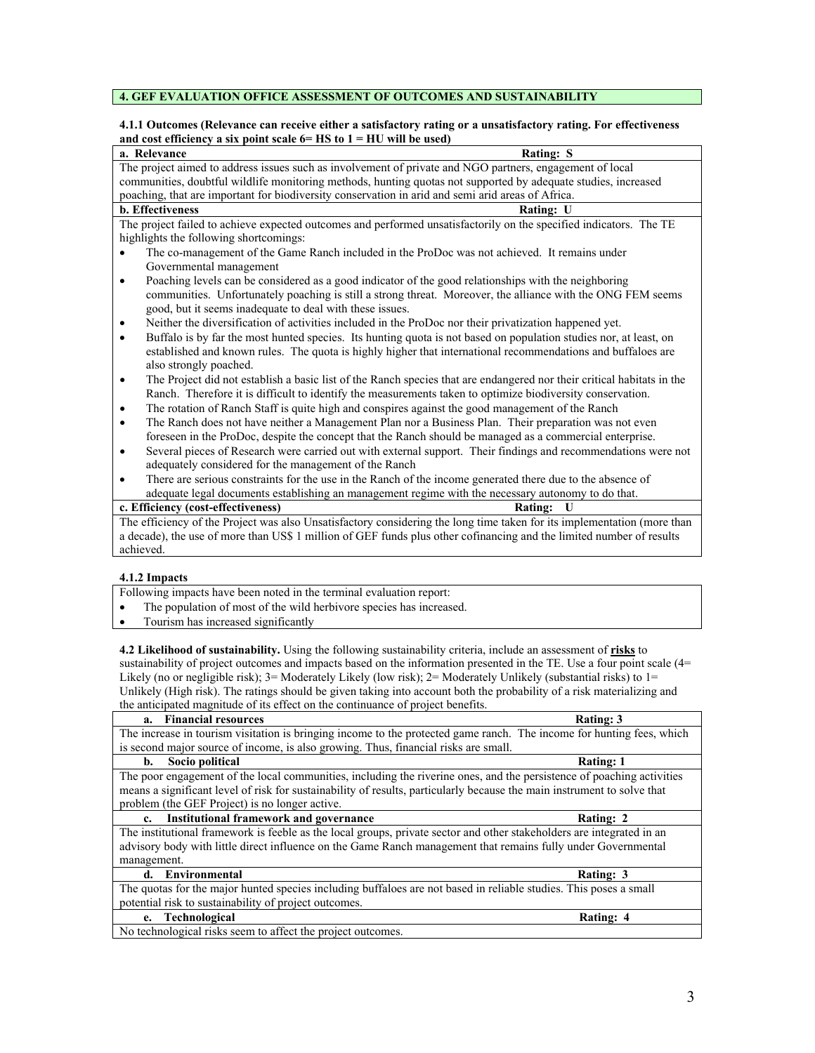## 4. GEF EVALUATION OFFICE ASSESSMENT OF OUTCOMES AND SUSTAINABILITY

**4.1.1 Outcomes (Relevance can receive either a satisfactory rating or a unsatisfactory rating. For effectiveness and cost efficiency a six point scale 6= HS to 1 = HU will be used)**

| **a. Relevance** | **Rating: S** |
|---|---|
| The project aimed to address issues such as involvement of private and NGO partners, engagement of local communities, doubtful wildlife monitoring methods, hunting quotas not supported by adequate studies, increased poaching, that are important for biodiversity conservation in arid and semi arid areas of Africa. | |

| **b. Effectiveness** | **Rating: U** |
|---|---|
| The project failed to achieve expected outcomes and performed unsatisfactorily on the specified indicators. The TE highlights the following shortcomings: • The co-management of the Game Ranch included in the ProDoc was not achieved. It remains under Governmental management • Poaching levels can be considered as a good indicator of the good relationships with the neighboring communities. Unfortunately poaching is still a strong threat. Moreover, the alliance with the ONG FEM seems good, but it seems inadequate to deal with these issues. • Neither the diversification of activities included in the ProDoc nor their privatization happened yet. • Buffalo is by far the most hunted species. Its hunting quota is not based on population studies nor, at least, on established and known rules. The quota is highly higher that international recommendations and buffaloes are also strongly poached. • The Project did not establish a basic list of the Ranch species that are endangered nor their critical habitats in the Ranch. Therefore it is difficult to identify the measurements taken to optimize biodiversity conservation. • The rotation of Ranch Staff is quite high and conspires against the good management of the Ranch • The Ranch does not have neither a Management Plan nor a Business Plan. Their preparation was not even foreseen in the ProDoc, despite the concept that the Ranch should be managed as a commercial enterprise. • Several pieces of Research were carried out with external support. Their findings and recommendations were not adequately considered for the management of the Ranch • There are serious constraints for the use in the Ranch of the income generated there due to the absence of adequate legal documents establishing an management regime with the necessary autonomy to do that. | |

| **c. Efficiency (cost-effectiveness)** | **Rating: U** |
|---|---|
| The efficiency of the Project was also Unsatisfactory considering the long time taken for its implementation (more than a decade), the use of more than US$ 1 million of GEF funds plus other cofinancing and the limited number of results achieved. | |

**4.1.2 Impacts**

| Following impacts have been noted in the terminal evaluation report: • The population of most of the wild herbivore species has increased. • Tourism has increased significantly |
|---|

**4.2 Likelihood of sustainability.** Using the following sustainability criteria, include an assessment of **risks** to sustainability of project outcomes and impacts based on the information presented in the TE. Use a four point scale (4= Likely (no or negligible risk); 3= Moderately Likely (low risk); 2= Moderately Unlikely (substantial risks) to 1= Unlikely (High risk). The ratings should be given taking into account both the probability of a risk materializing and the anticipated magnitude of its effect on the continuance of project benefits.

| **a. Financial resources** | **Rating: 3** |
|---|---|
| The increase in tourism visitation is bringing income to the protected game ranch. The income for hunting fees, which is second major source of income, is also growing. Thus, financial risks are small. | |
| **b. Socio political** | **Rating: 1** |
| The poor engagement of the local communities, including the riverine ones, and the persistence of poaching activities means a significant level of risk for sustainability of results, particularly because the main instrument to solve that problem (the GEF Project) is no longer active. | |
| **c. Institutional framework and governance** | **Rating: 2** |
| The institutional framework is feeble as the local groups, private sector and other stakeholders are integrated in an advisory body with little direct influence on the Game Ranch management that remains fully under Governmental management. | |
| **d. Environmental** | **Rating: 3** |
| The quotas for the major hunted species including buffaloes are not based in reliable studies. This poses a small potential risk to sustainability of project outcomes. | |
| **e. Technological** | **Rating: 4** |
| No technological risks seem to affect the project outcomes. | |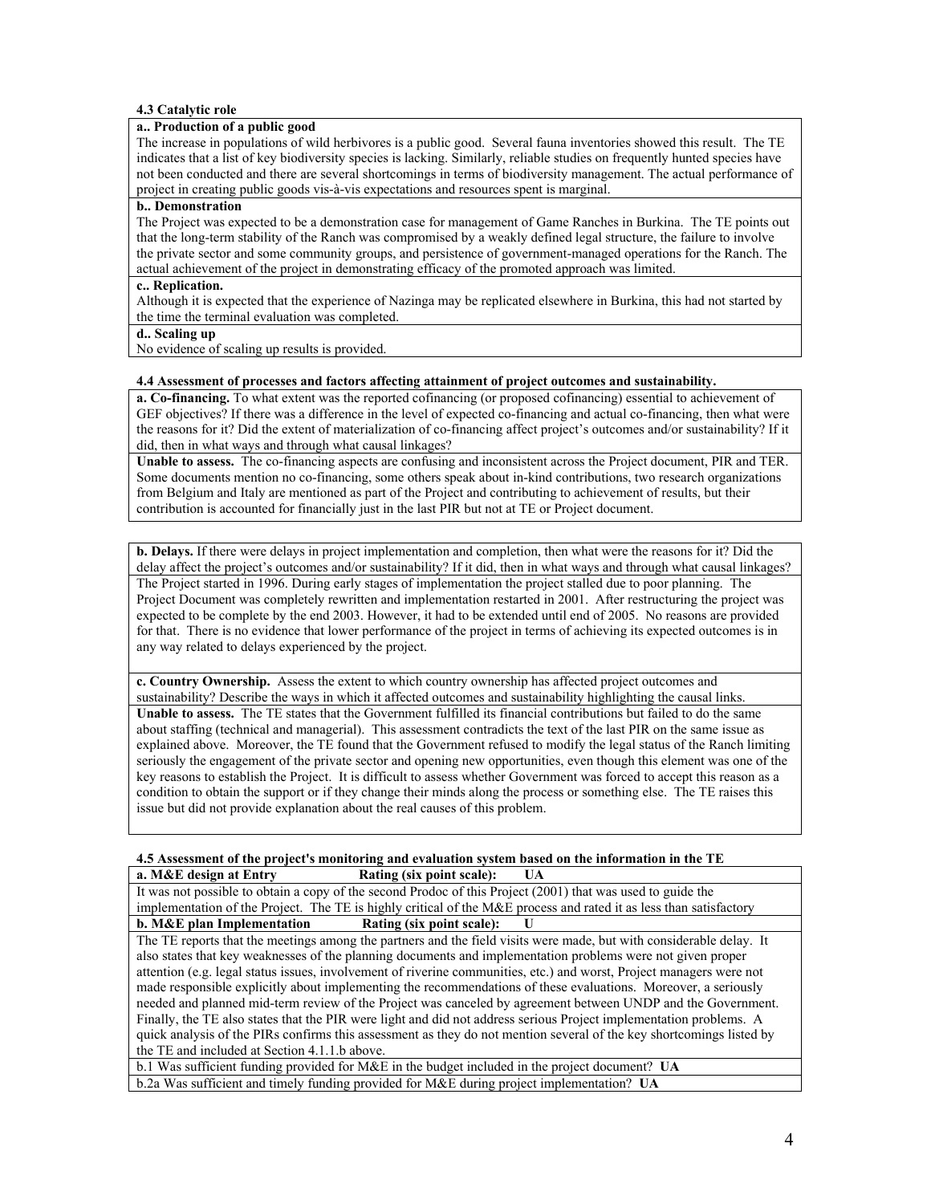**4.3 Catalytic role**

**a.. Production of a public good**

The increase in populations of wild herbivores is a public good. Several fauna inventories showed this result. The TE indicates that a list of key biodiversity species is lacking. Similarly, reliable studies on frequently hunted species have not been conducted and there are several shortcomings in terms of biodiversity management. The actual performance of project in creating public goods vis-à-vis expectations and resources spent is marginal.

**b.. Demonstration**

The Project was expected to be a demonstration case for management of Game Ranches in Burkina. The TE points out that the long-term stability of the Ranch was compromised by a weakly defined legal structure, the failure to involve the private sector and some community groups, and persistence of government-managed operations for the Ranch. The actual achievement of the project in demonstrating efficacy of the promoted approach was limited.

**c.. Replication.**

Although it is expected that the experience of Nazinga may be replicated elsewhere in Burkina, this had not started by the time the terminal evaluation was completed.

**d.. Scaling up**

No evidence of scaling up results is provided.

**4.4 Assessment of processes and factors affecting attainment of project outcomes and sustainability.**

**a. Co-financing.** To what extent was the reported cofinancing (or proposed cofinancing) essential to achievement of GEF objectives? If there was a difference in the level of expected co-financing and actual co-financing, then what were the reasons for it? Did the extent of materialization of co-financing affect project's outcomes and/or sustainability? If it did, then in what ways and through what causal linkages?

**Unable to assess.** The co-financing aspects are confusing and inconsistent across the Project document, PIR and TER. Some documents mention no co-financing, some others speak about in-kind contributions, two research organizations from Belgium and Italy are mentioned as part of the Project and contributing to achievement of results, but their contribution is accounted for financially just in the last PIR but not at TE or Project document.

**b. Delays.** If there were delays in project implementation and completion, then what were the reasons for it? Did the delay affect the project's outcomes and/or sustainability? If it did, then in what ways and through what causal linkages?

The Project started in 1996. During early stages of implementation the project stalled due to poor planning. The Project Document was completely rewritten and implementation restarted in 2001. After restructuring the project was expected to be complete by the end 2003. However, it had to be extended until end of 2005. No reasons are provided for that. There is no evidence that lower performance of the project in terms of achieving its expected outcomes is in any way related to delays experienced by the project.

**c. Country Ownership.** Assess the extent to which country ownership has affected project outcomes and sustainability? Describe the ways in which it affected outcomes and sustainability highlighting the causal links.

**Unable to assess.** The TE states that the Government fulfilled its financial contributions but failed to do the same about staffing (technical and managerial). This assessment contradicts the text of the last PIR on the same issue as explained above. Moreover, the TE found that the Government refused to modify the legal status of the Ranch limiting seriously the engagement of the private sector and opening new opportunities, even though this element was one of the key reasons to establish the Project. It is difficult to assess whether Government was forced to accept this reason as a condition to obtain the support or if they change their minds along the process or something else. The TE raises this issue but did not provide explanation about the real causes of this problem.

**4.5 Assessment of the project's monitoring and evaluation system based on the information in the TE**

**a. M&E design at Entry** **Rating (six point scale): UA**

It was not possible to obtain a copy of the second Prodoc of this Project (2001) that was used to guide the implementation of the Project. The TE is highly critical of the M&E process and rated it as less than satisfactory

**b. M&E plan Implementation** **Rating (six point scale): U**

The TE reports that the meetings among the partners and the field visits were made, but with considerable delay. It also states that key weaknesses of the planning documents and implementation problems were not given proper attention (e.g. legal status issues, involvement of riverine communities, etc.) and worst, Project managers were not made responsible explicitly about implementing the recommendations of these evaluations. Moreover, a seriously needed and planned mid-term review of the Project was canceled by agreement between UNDP and the Government. Finally, the TE also states that the PIR were light and did not address serious Project implementation problems. A quick analysis of the PIRs confirms this assessment as they do not mention several of the key shortcomings listed by the TE and included at Section 4.1.1.b above.

b.1 Was sufficient funding provided for M&E in the budget included in the project document? **UA**

b.2a Was sufficient and timely funding provided for M&E during project implementation? **UA**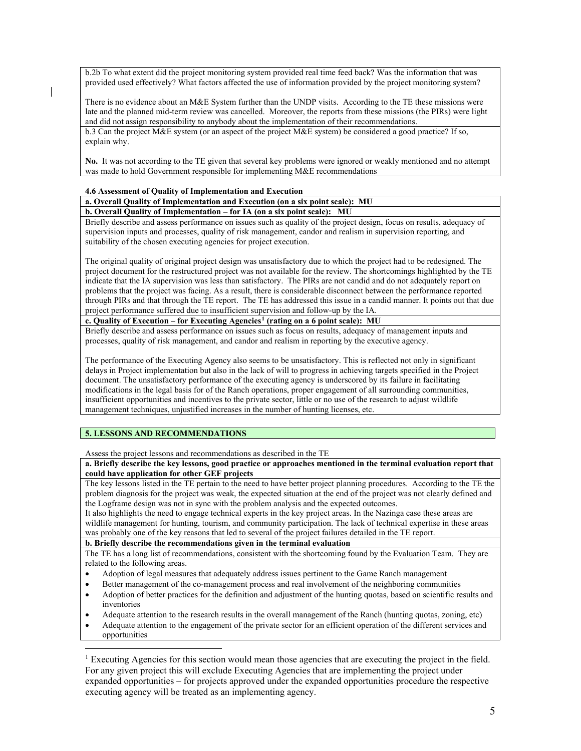b.2b To what extent did the project monitoring system provided real time feed back? Was the information that was provided used effectively? What factors affected the use of information provided by the project monitoring system?

There is no evidence about an M&E System further than the UNDP visits. According to the TE these missions were late and the planned mid-term review was cancelled. Moreover, the reports from these missions (the PIRs) were light and did not assign responsibility to anybody about the implementation of their recommendations.

b.3 Can the project M&E system (or an aspect of the project M&E system) be considered a good practice? If so, explain why.

**No.** It was not according to the TE given that several key problems were ignored or weakly mentioned and no attempt was made to hold Government responsible for implementing M&E recommendations

**4.6 Assessment of Quality of Implementation and Execution**

**a. Overall Quality of Implementation and Execution (on a six point scale): MU**

**b. Overall Quality of Implementation – for IA (on a six point scale): MU**

Briefly describe and assess performance on issues such as quality of the project design, focus on results, adequacy of supervision inputs and processes, quality of risk management, candor and realism in supervision reporting, and suitability of the chosen executing agencies for project execution.

The original quality of original project design was unsatisfactory due to which the project had to be redesigned. The project document for the restructured project was not available for the review. The shortcomings highlighted by the TE indicate that the IA supervision was less than satisfactory. The PIRs are not candid and do not adequately report on problems that the project was facing. As a result, there is considerable disconnect between the performance reported through PIRs and that through the TE report. The TE has addressed this issue in a candid manner. It points out that due project performance suffered due to insufficient supervision and follow-up by the IA.

**c. Quality of Execution – for Executing Agencies[1] (rating on a 6 point scale): MU**

Briefly describe and assess performance on issues such as focus on results, adequacy of management inputs and processes, quality of risk management, and candor and realism in reporting by the executive agency.

The performance of the Executing Agency also seems to be unsatisfactory. This is reflected not only in significant delays in Project implementation but also in the lack of will to progress in achieving targets specified in the Project document. The unsatisfactory performance of the executing agency is underscored by its failure in facilitating modifications in the legal basis for of the Ranch operations, proper engagement of all surrounding communities, insufficient opportunities and incentives to the private sector, little or no use of the research to adjust wildlife management techniques, unjustified increases in the number of hunting licenses, etc.

## 5. LESSONS AND RECOMMENDATIONS

Assess the project lessons and recommendations as described in the TE

**a. Briefly describe the key lessons, good practice or approaches mentioned in the terminal evaluation report that could have application for other GEF projects**

The key lessons listed in the TE pertain to the need to have better project planning procedures. According to the TE the problem diagnosis for the project was weak, the expected situation at the end of the project was not clearly defined and the Logframe design was not in sync with the problem analysis and the expected outcomes.

It also highlights the need to engage technical experts in the key project areas. In the Nazinga case these areas are wildlife management for hunting, tourism, and community participation. The lack of technical expertise in these areas was probably one of the key reasons that led to several of the project failures detailed in the TE report.

**b. Briefly describe the recommendations given in the terminal evaluation**

The TE has a long list of recommendations, consistent with the shortcoming found by the Evaluation Team. They are related to the following areas.

- Adoption of legal measures that adequately address issues pertinent to the Game Ranch management
- Better management of the co-management process and real involvement of the neighboring communities
- Adoption of better practices for the definition and adjustment of the hunting quotas, based on scientific results and inventories
- Adequate attention to the research results in the overall management of the Ranch (hunting quotas, zoning, etc)
- Adequate attention to the engagement of the private sector for an efficient operation of the different services and opportunities

[1] Executing Agencies for this section would mean those agencies that are executing the project in the field. For any given project this will exclude Executing Agencies that are implementing the project under expanded opportunities – for projects approved under the expanded opportunities procedure the respective executing agency will be treated as an implementing agency.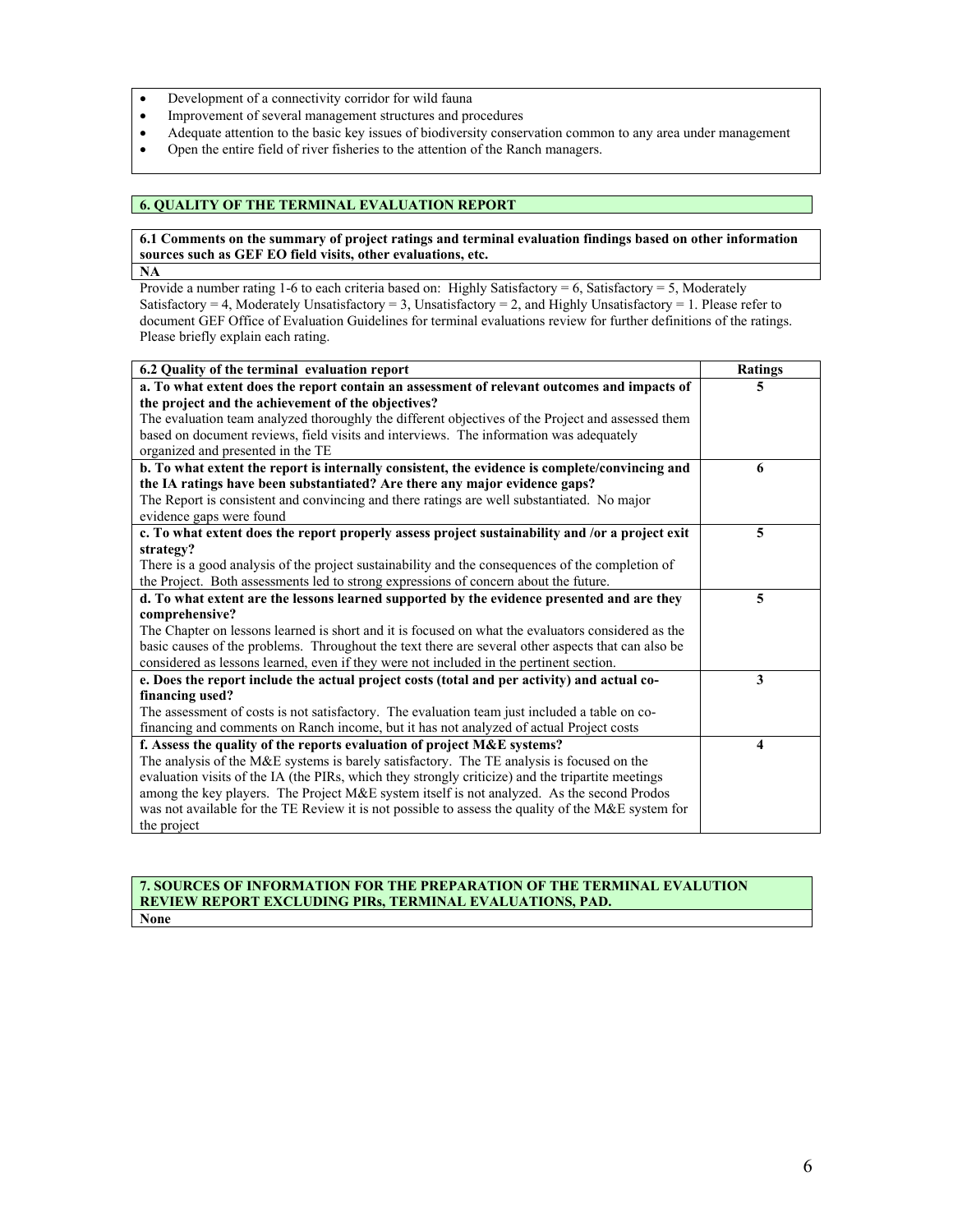- Development of a connectivity corridor for wild fauna
- Improvement of several management structures and procedures
- Adequate attention to the basic key issues of biodiversity conservation common to any area under management
- Open the entire field of river fisheries to the attention of the Ranch managers.

**6. QUALITY OF THE TERMINAL EVALUATION REPORT**

**6.1 Comments on the summary of project ratings and terminal evaluation findings based on other information sources such as GEF EO field visits, other evaluations, etc.**

**NA**

Provide a number rating 1-6 to each criteria based on: Highly Satisfactory = 6, Satisfactory = 5, Moderately Satisfactory = 4, Moderately Unsatisfactory = 3, Unsatisfactory = 2, and Highly Unsatisfactory = 1. Please refer to document GEF Office of Evaluation Guidelines for terminal evaluations review for further definitions of the ratings. Please briefly explain each rating.

| 6.2 Quality of the terminal evaluation report | Ratings |
|---|---|
| **a. To what extent does the report contain an assessment of relevant outcomes and impacts of the project and the achievement of the objectives?** The evaluation team analyzed thoroughly the different objectives of the Project and assessed them based on document reviews, field visits and interviews. The information was adequately organized and presented in the TE | 5 |
| **b. To what extent the report is internally consistent, the evidence is complete/convincing and the IA ratings have been substantiated? Are there any major evidence gaps?** The Report is consistent and convincing and there ratings are well substantiated. No major evidence gaps were found | 6 |
| **c. To what extent does the report properly assess project sustainability and /or a project exit strategy?** There is a good analysis of the project sustainability and the consequences of the completion of the Project. Both assessments led to strong expressions of concern about the future. | 5 |
| **d. To what extent are the lessons learned supported by the evidence presented and are they comprehensive?** The Chapter on lessons learned is short and it is focused on what the evaluators considered as the basic causes of the problems. Throughout the text there are several other aspects that can also be considered as lessons learned, even if they were not included in the pertinent section. | 5 |
| **e. Does the report include the actual project costs (total and per activity) and actual co-financing used?** The assessment of costs is not satisfactory. The evaluation team just included a table on co-financing and comments on Ranch income, but it has not analyzed of actual Project costs | 3 |
| **f. Assess the quality of the reports evaluation of project M&E systems?** The analysis of the M&E systems is barely satisfactory. The TE analysis is focused on the evaluation visits of the IA (the PIRs, which they strongly criticize) and the tripartite meetings among the key players. The Project M&E system itself is not analyzed. As the second Prodos was not available for the TE Review it is not possible to assess the quality of the M&E system for the project | 4 |

**7. SOURCES OF INFORMATION FOR THE PREPARATION OF THE TERMINAL EVALUTION REVIEW REPORT EXCLUDING PIRs, TERMINAL EVALUATIONS, PAD.**

**None**